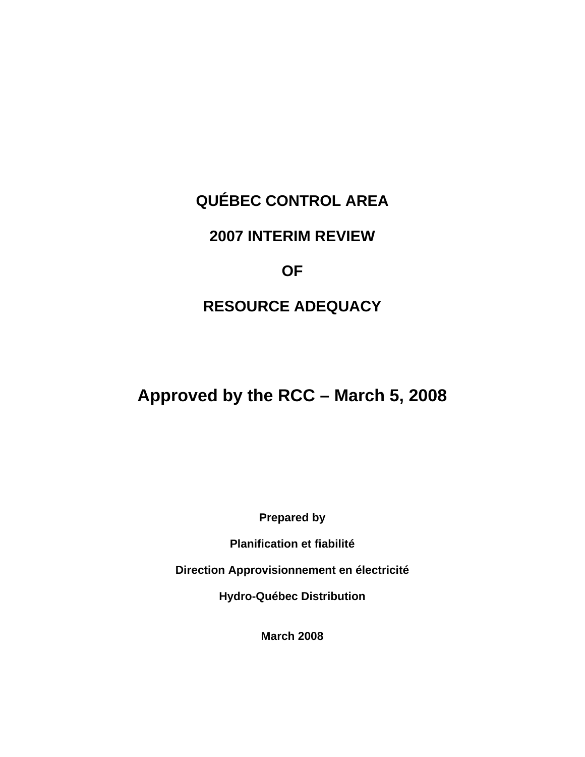# QUÉBEC CONTROL AREA

# 2007 INTERIM REVIEW

# OF

# RESOURCE ADEQUACY

## Approved by the RCC – March 5, 2008

**Prepared by**

**Planification et fiabilité**

**Direction Approvisionnement en électricité**

**Hydro-Québec Distribution**

**March 2008**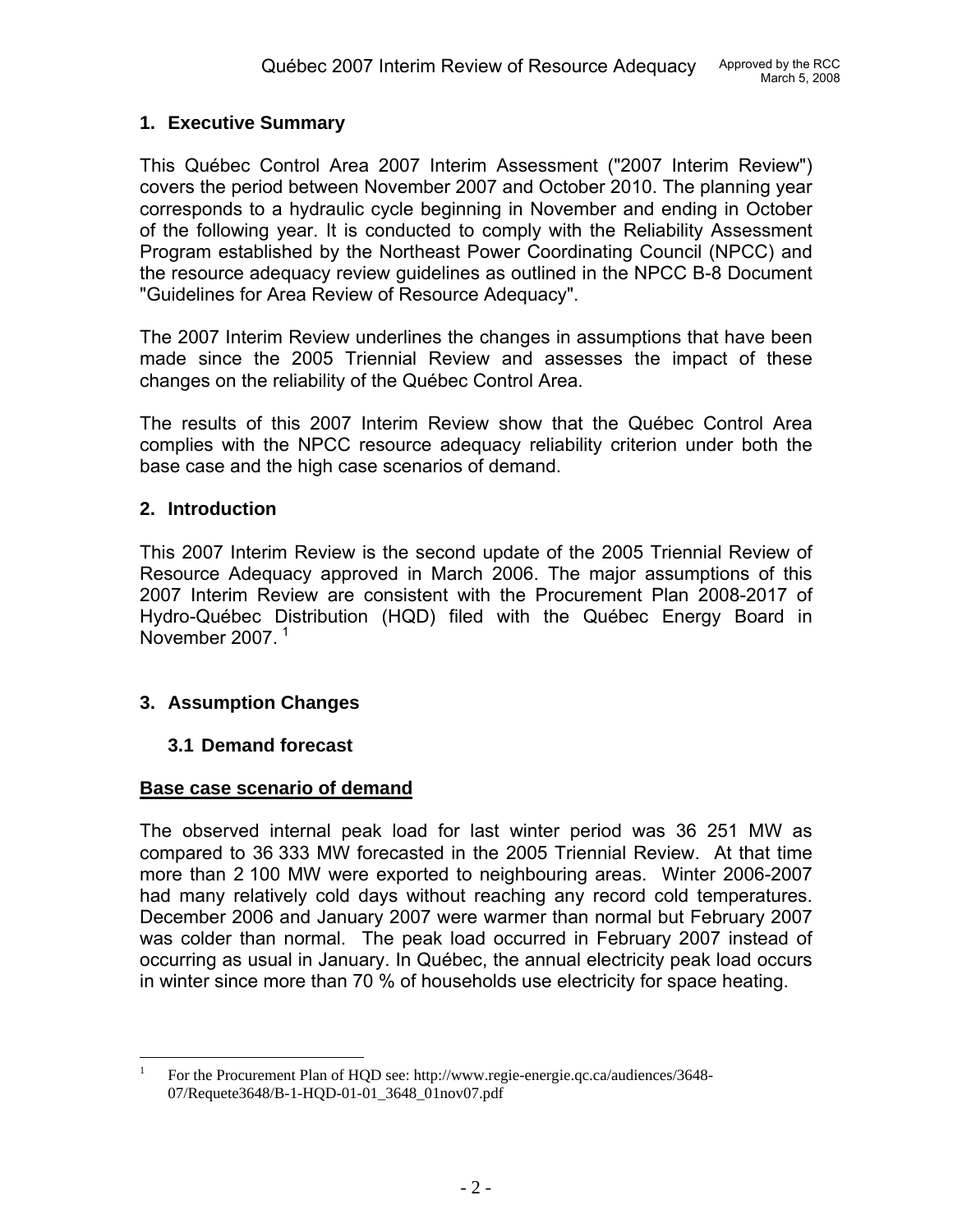## 1. Executive Summary

This Québec Control Area 2007 Interim Assessment ("2007 Interim Review") covers the period between November 2007 and October 2010. The planning year corresponds to a hydraulic cycle beginning in November and ending in October of the following year. It is conducted to comply with the Reliability Assessment Program established by the Northeast Power Coordinating Council (NPCC) and the resource adequacy review guidelines as outlined in the NPCC B-8 Document "Guidelines for Area Review of Resource Adequacy".

The 2007 Interim Review underlines the changes in assumptions that have been made since the 2005 Triennial Review and assesses the impact of these changes on the reliability of the Québec Control Area.

The results of this 2007 Interim Review show that the Québec Control Area complies with the NPCC resource adequacy reliability criterion under both the base case and the high case scenarios of demand.

## 2. Introduction

This 2007 Interim Review is the second update of the 2005 Triennial Review of Resource Adequacy approved in March 2006. The major assumptions of this 2007 Interim Review are consistent with the Procurement Plan 2008-2017 of Hydro-Québec Distribution (HQD) filed with the Québec Energy Board in November 2007. [1]

## 3. Assumption Changes

### 3.1 Demand forecast

**Base case scenario of demand**

The observed internal peak load for last winter period was 36 251 MW as compared to 36 333 MW forecasted in the 2005 Triennial Review. At that time more than 2 100 MW were exported to neighbouring areas. Winter 2006-2007 had many relatively cold days without reaching any record cold temperatures. December 2006 and January 2007 were warmer than normal but February 2007 was colder than normal. The peak load occurred in February 2007 instead of occurring as usual in January. In Québec, the annual electricity peak load occurs in winter since more than 70 % of households use electricity for space heating.

---

[1] For the Procurement Plan of HQD see: http://www.regie-energie.qc.ca/audiences/3648-07/Requete3648/B-1-HQD-01-01_3648_01nov07.pdf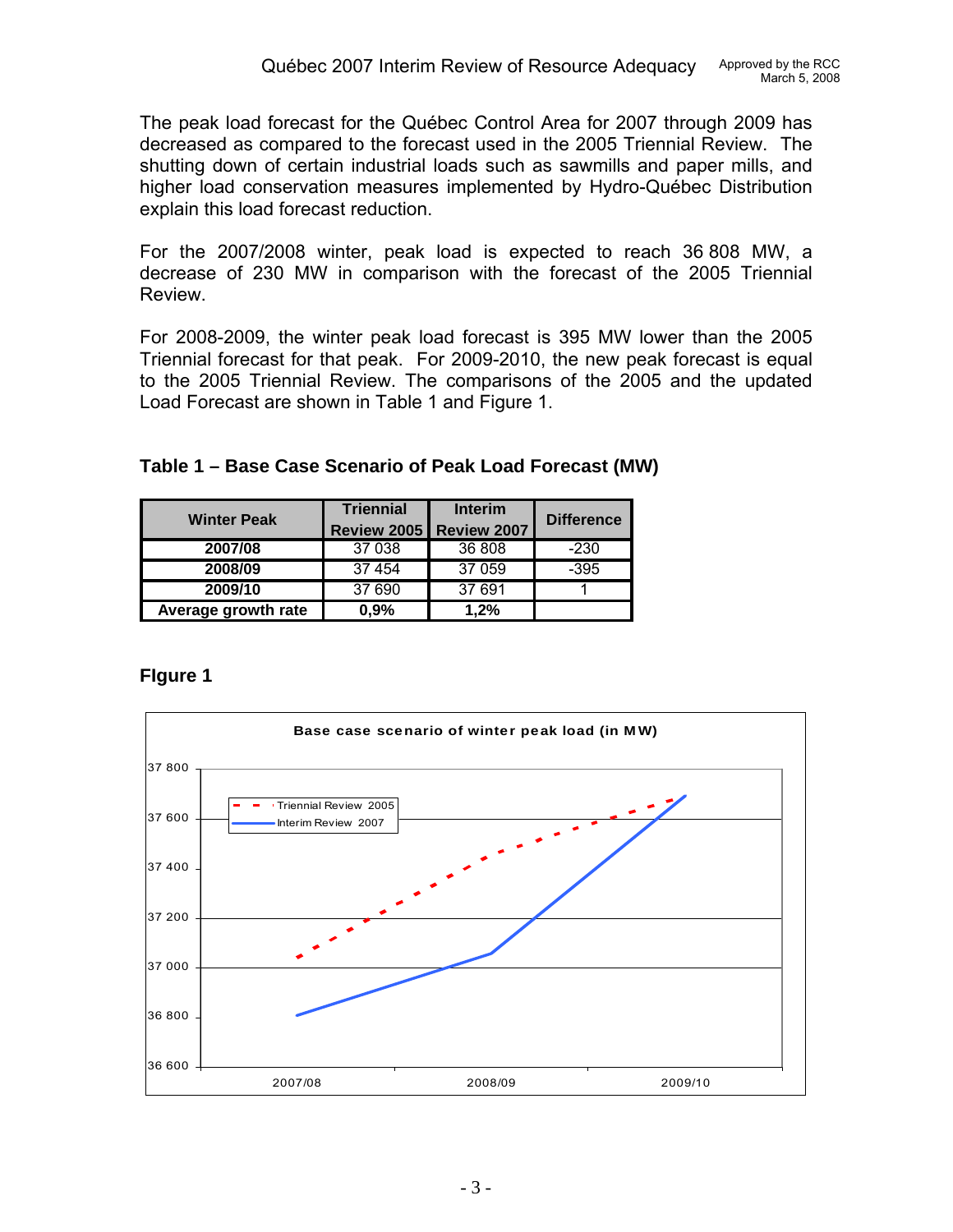The peak load forecast for the Québec Control Area for 2007 through 2009 has decreased as compared to the forecast used in the 2005 Triennial Review. The shutting down of certain industrial loads such as sawmills and paper mills, and higher load conservation measures implemented by Hydro-Québec Distribution explain this load forecast reduction.

For the 2007/2008 winter, peak load is expected to reach 36 808 MW, a decrease of 230 MW in comparison with the forecast of the 2005 Triennial Review.

For 2008-2009, the winter peak load forecast is 395 MW lower than the 2005 Triennial forecast for that peak. For 2009-2010, the new peak forecast is equal to the 2005 Triennial Review. The comparisons of the 2005 and the updated Load Forecast are shown in Table 1 and Figure 1.

**Table 1 – Base Case Scenario of Peak Load Forecast (MW)**

| Winter Peak | Triennial Review 2005 | Interim Review 2007 | Difference |
|---|---|---|---|
| **2007/08** | 37 038 | 36 808 | -230 |
| **2008/09** | 37 454 | 37 059 | -395 |
| **2009/10** | 37 690 | 37 691 | 1 |
| **Average growth rate** | **0,9%** | **1,2%** | |

**FIgure 1**

**Base case scenario of winter peak load (in MW)**

Legend: Triennial Review 2005 (dashed); Interim Review 2007 (solid)

Y-axis: 36 600 to 37 800; X-axis: 2007/08, 2008/09, 2009/10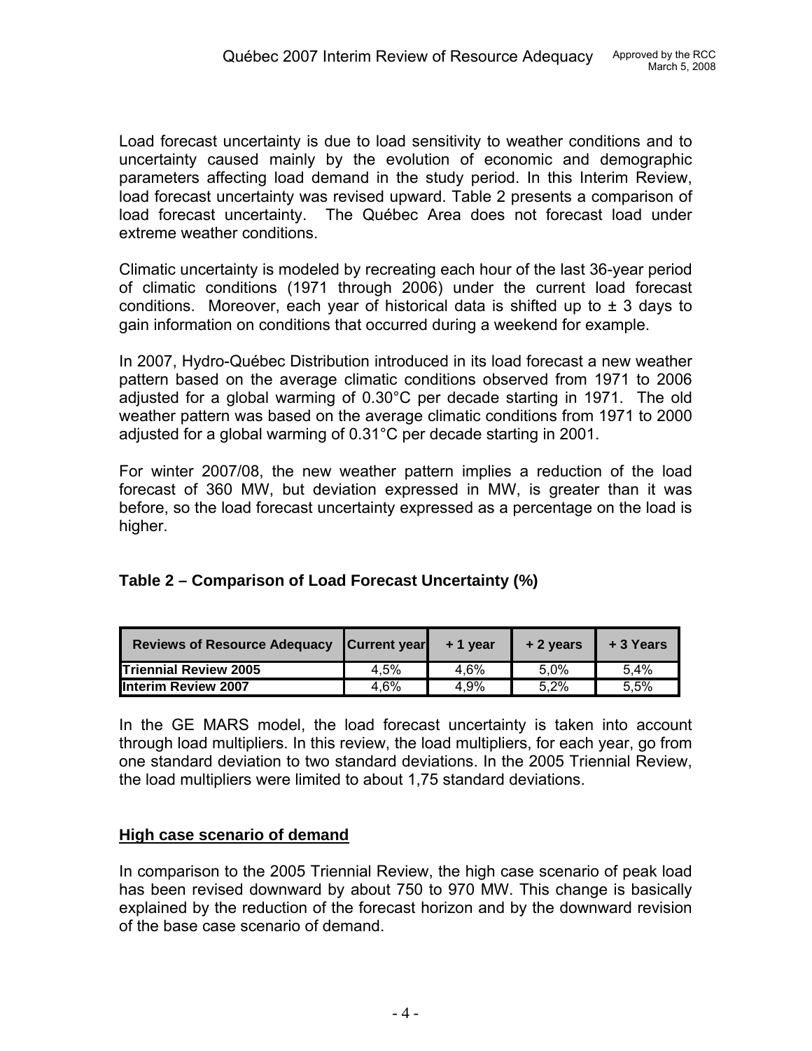Load forecast uncertainty is due to load sensitivity to weather conditions and to uncertainty caused mainly by the evolution of economic and demographic parameters affecting load demand in the study period. In this Interim Review, load forecast uncertainty was revised upward. Table 2 presents a comparison of load forecast uncertainty. The Québec Area does not forecast load under extreme weather conditions.

Climatic uncertainty is modeled by recreating each hour of the last 36-year period of climatic conditions (1971 through 2006) under the current load forecast conditions. Moreover, each year of historical data is shifted up to ± 3 days to gain information on conditions that occurred during a weekend for example.

In 2007, Hydro-Québec Distribution introduced in its load forecast a new weather pattern based on the average climatic conditions observed from 1971 to 2006 adjusted for a global warming of 0.30°C per decade starting in 1971. The old weather pattern was based on the average climatic conditions from 1971 to 2000 adjusted for a global warming of 0.31°C per decade starting in 2001.

For winter 2007/08, the new weather pattern implies a reduction of the load forecast of 360 MW, but deviation expressed in MW, is greater than it was before, so the load forecast uncertainty expressed as a percentage on the load is higher.

**Table 2 – Comparison of Load Forecast Uncertainty (%)**

| Reviews of Resource Adequacy | Current year | + 1 year | + 2 years | + 3 Years |
|---|---|---|---|---|
| **Triennial Review 2005** | 4,5% | 4,6% | 5,0% | 5,4% |
| **Interim Review 2007** | 4,6% | 4,9% | 5,2% | 5,5% |

In the GE MARS model, the load forecast uncertainty is taken into account through load multipliers. In this review, the load multipliers, for each year, go from one standard deviation to two standard deviations. In the 2005 Triennial Review, the load multipliers were limited to about 1,75 standard deviations.

## High case scenario of demand

In comparison to the 2005 Triennial Review, the high case scenario of peak load has been revised downward by about 750 to 970 MW. This change is basically explained by the reduction of the forecast horizon and by the downward revision of the base case scenario of demand.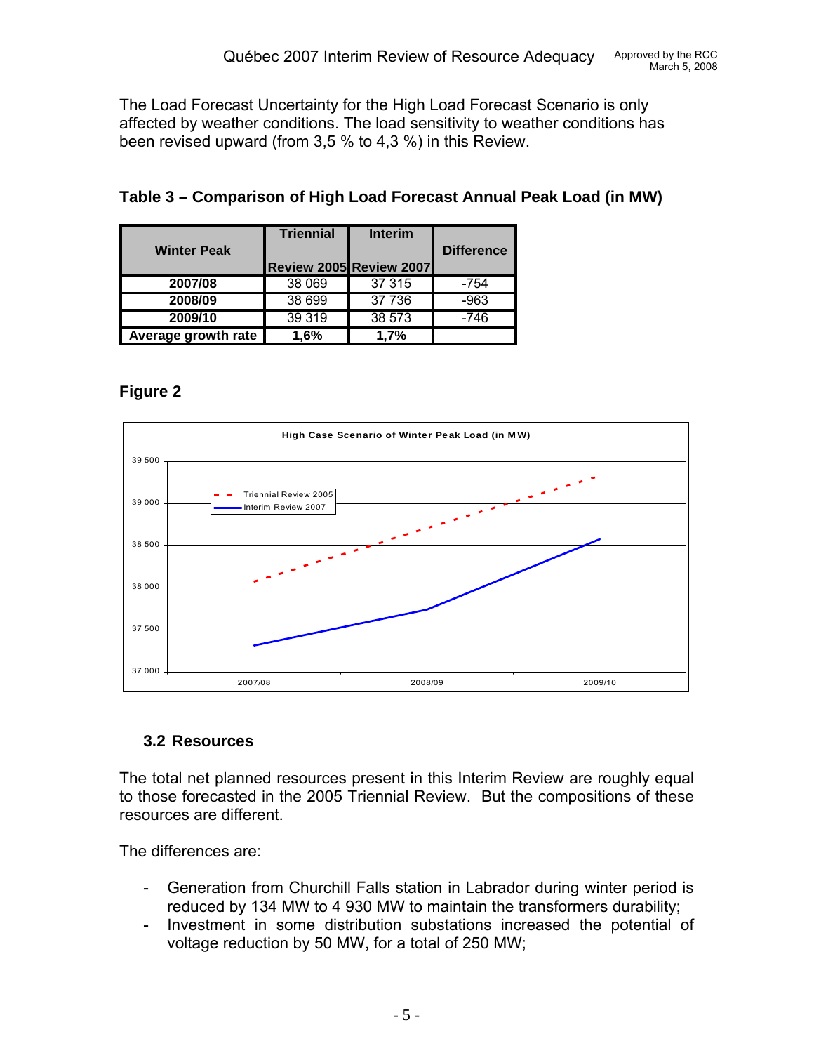The Load Forecast Uncertainty for the High Load Forecast Scenario is only affected by weather conditions. The load sensitivity to weather conditions has been revised upward (from 3,5 % to 4,3 %) in this Review.

**Table 3 – Comparison of High Load Forecast Annual Peak Load (in MW)**

| Winter Peak | Triennial Review 2005 | Interim Review 2007 | Difference |
|---|---|---|---|
| **2007/08** | 38 069 | 37 315 | -754 |
| **2008/09** | 38 699 | 37 736 | -963 |
| **2009/10** | 39 319 | 38 573 | -746 |
| **Average growth rate** | **1,6%** | **1,7%** | |

**Figure 2**

High Case Scenario of Winter Peak Load (in MW)

### 3.2 Resources

The total net planned resources present in this Interim Review are roughly equal to those forecasted in the 2005 Triennial Review. But the compositions of these resources are different.

The differences are:

- Generation from Churchill Falls station in Labrador during winter period is reduced by 134 MW to 4 930 MW to maintain the transformers durability;
- Investment in some distribution substations increased the potential of voltage reduction by 50 MW, for a total of 250 MW;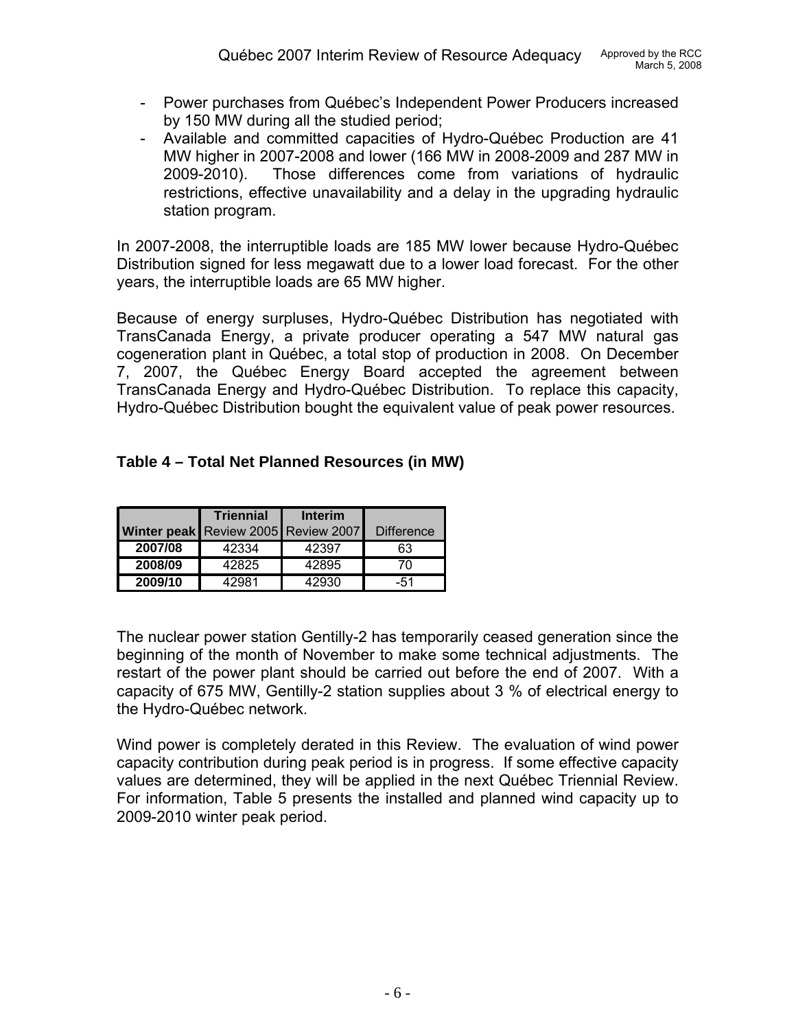- Power purchases from Québec's Independent Power Producers increased by 150 MW during all the studied period;
- Available and committed capacities of Hydro-Québec Production are 41 MW higher in 2007-2008 and lower (166 MW in 2008-2009 and 287 MW in 2009-2010). Those differences come from variations of hydraulic restrictions, effective unavailability and a delay in the upgrading hydraulic station program.

In 2007-2008, the interruptible loads are 185 MW lower because Hydro-Québec Distribution signed for less megawatt due to a lower load forecast. For the other years, the interruptible loads are 65 MW higher.

Because of energy surpluses, Hydro-Québec Distribution has negotiated with TransCanada Energy, a private producer operating a 547 MW natural gas cogeneration plant in Québec, a total stop of production in 2008. On December 7, 2007, the Québec Energy Board accepted the agreement between TransCanada Energy and Hydro-Québec Distribution. To replace this capacity, Hydro-Québec Distribution bought the equivalent value of peak power resources.

**Table 4 – Total Net Planned Resources (in MW)**

| Winter peak | Triennial Review 2005 | Interim Review 2007 | Difference |
|---|---|---|---|
| 2007/08 | 42334 | 42397 | 63 |
| 2008/09 | 42825 | 42895 | 70 |
| 2009/10 | 42981 | 42930 | -51 |

The nuclear power station Gentilly-2 has temporarily ceased generation since the beginning of the month of November to make some technical adjustments. The restart of the power plant should be carried out before the end of 2007. With a capacity of 675 MW, Gentilly-2 station supplies about 3 % of electrical energy to the Hydro-Québec network.

Wind power is completely derated in this Review. The evaluation of wind power capacity contribution during peak period is in progress. If some effective capacity values are determined, they will be applied in the next Québec Triennial Review. For information, Table 5 presents the installed and planned wind capacity up to 2009-2010 winter peak period.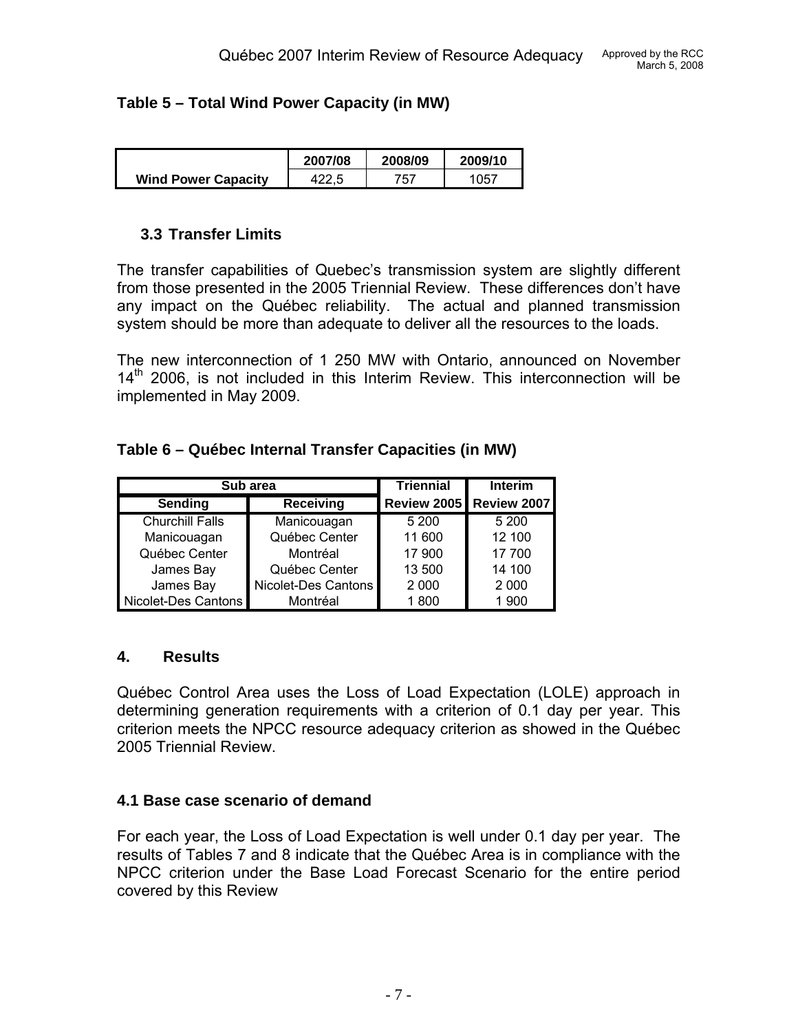**Table 5 – Total Wind Power Capacity (in MW)**

| | 2007/08 | 2008/09 | 2009/10 |
|---|---|---|---|
| **Wind Power Capacity** | 422,5 | 757 | 1057 |

### 3.3 Transfer Limits

The transfer capabilities of Quebec's transmission system are slightly different from those presented in the 2005 Triennial Review. These differences don't have any impact on the Québec reliability. The actual and planned transmission system should be more than adequate to deliver all the resources to the loads.

The new interconnection of 1 250 MW with Ontario, announced on November 14th 2006, is not included in this Interim Review. This interconnection will be implemented in May 2009.

**Table 6 – Québec Internal Transfer Capacities (in MW)**

| Sub area | | Triennial | Interim |
|---|---|---|---|
| **Sending** | **Receiving** | **Review 2005** | **Review 2007** |
| Churchill Falls | Manicouagan | 5 200 | 5 200 |
| Manicouagan | Québec Center | 11 600 | 12 100 |
| Québec Center | Montréal | 17 900 | 17 700 |
| James Bay | Québec Center | 13 500 | 14 100 |
| James Bay | Nicolet-Des Cantons | 2 000 | 2 000 |
| Nicolet-Des Cantons | Montréal | 1 800 | 1 900 |

## 4. Results

Québec Control Area uses the Loss of Load Expectation (LOLE) approach in determining generation requirements with a criterion of 0.1 day per year. This criterion meets the NPCC resource adequacy criterion as showed in the Québec 2005 Triennial Review.

### 4.1 Base case scenario of demand

For each year, the Loss of Load Expectation is well under 0.1 day per year. The results of Tables 7 and 8 indicate that the Québec Area is in compliance with the NPCC criterion under the Base Load Forecast Scenario for the entire period covered by this Review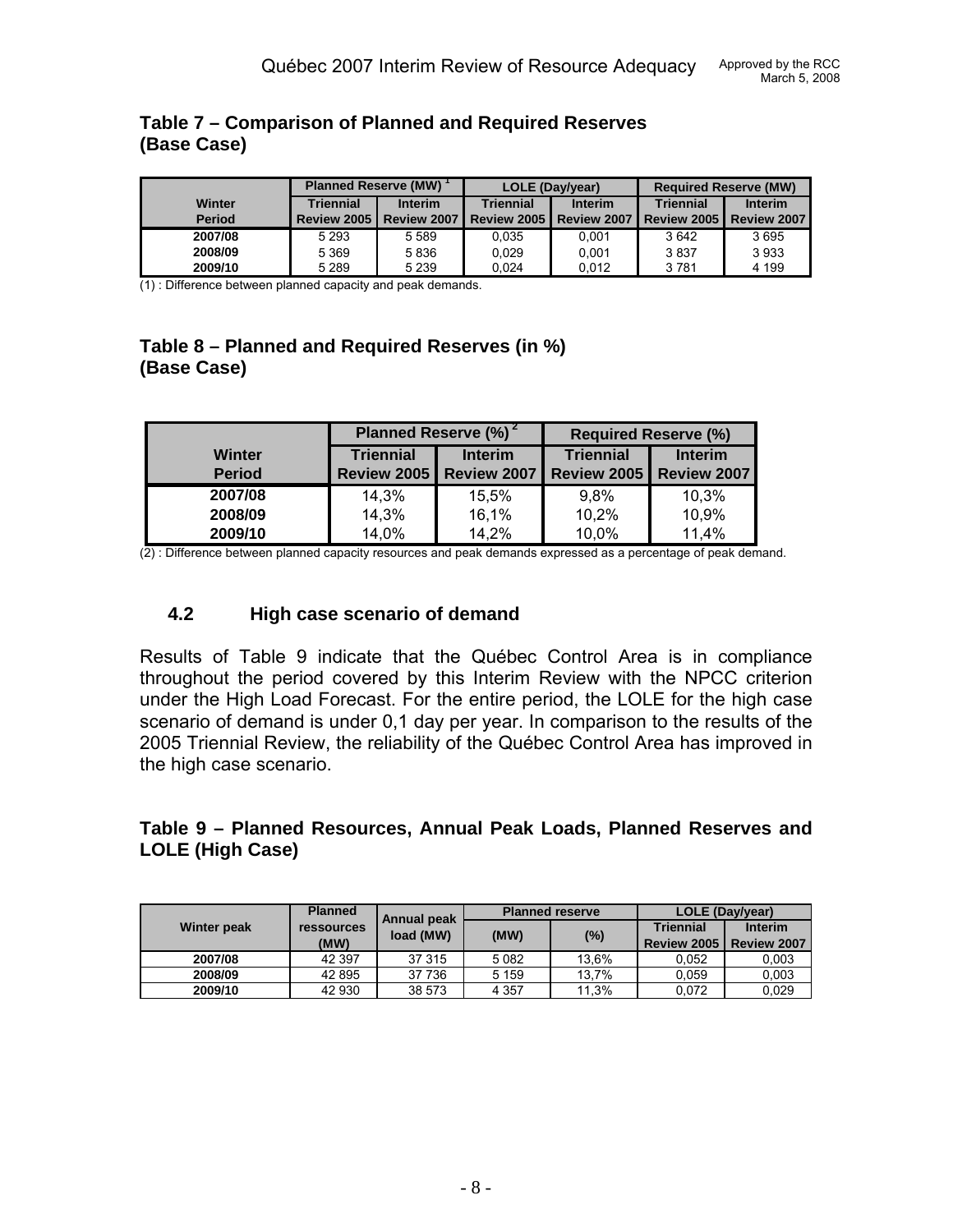### Table 7 – Comparison of Planned and Required Reserves (Base Case)

| Winter Period | Planned Reserve (MW) [1] | | LOLE (Day/year) | | Required Reserve (MW) | |
|---|---|---|---|---|---|---|
| | Triennial Review 2005 | Interim Review 2007 | Triennial Review 2005 | Interim Review 2007 | Triennial Review 2005 | Interim Review 2007 |
| 2007/08 | 5 293 | 5 589 | 0,035 | 0,001 | 3 642 | 3 695 |
| 2008/09 | 5 369 | 5 836 | 0,029 | 0,001 | 3 837 | 3 933 |
| 2009/10 | 5 289 | 5 239 | 0,024 | 0,012 | 3 781 | 4 199 |

(1) : Difference between planned capacity and peak demands.

### Table 8 – Planned and Required Reserves (in %) (Base Case)

| Winter Period | Planned Reserve (%) [2] | | Required Reserve (%) | |
|---|---|---|---|---|
| | Triennial Review 2005 | Interim Review 2007 | Triennial Review 2005 | Interim Review 2007 |
| 2007/08 | 14,3% | 15,5% | 9,8% | 10,3% |
| 2008/09 | 14,3% | 16,1% | 10,2% | 10,9% |
| 2009/10 | 14,0% | 14,2% | 10,0% | 11,4% |

(2) : Difference between planned capacity resources and peak demands expressed as a percentage of peak demand.

## 4.2 High case scenario of demand

Results of Table 9 indicate that the Québec Control Area is in compliance throughout the period covered by this Interim Review with the NPCC criterion under the High Load Forecast. For the entire period, the LOLE for the high case scenario of demand is under 0,1 day per year. In comparison to the results of the 2005 Triennial Review, the reliability of the Québec Control Area has improved in the high case scenario.

### Table 9 – Planned Resources, Annual Peak Loads, Planned Reserves and LOLE (High Case)

| Winter peak | Planned ressources (MW) | Annual peak load (MW) | Planned reserve | | LOLE (Day/year) | |
|---|---|---|---|---|---|---|
| | | | (MW) | (%) | Triennial Review 2005 | Interim Review 2007 |
| 2007/08 | 42 397 | 37 315 | 5 082 | 13,6% | 0,052 | 0,003 |
| 2008/09 | 42 895 | 37 736 | 5 159 | 13,7% | 0,059 | 0,003 |
| 2009/10 | 42 930 | 38 573 | 4 357 | 11,3% | 0,072 | 0,029 |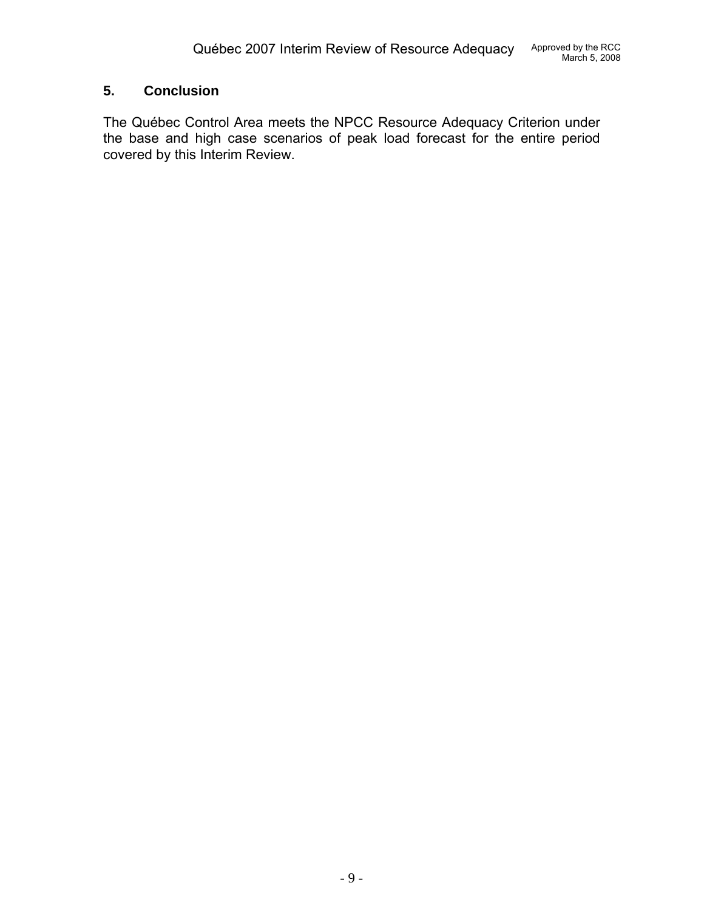## 5. Conclusion

The Québec Control Area meets the NPCC Resource Adequacy Criterion under the base and high case scenarios of peak load forecast for the entire period covered by this Interim Review.